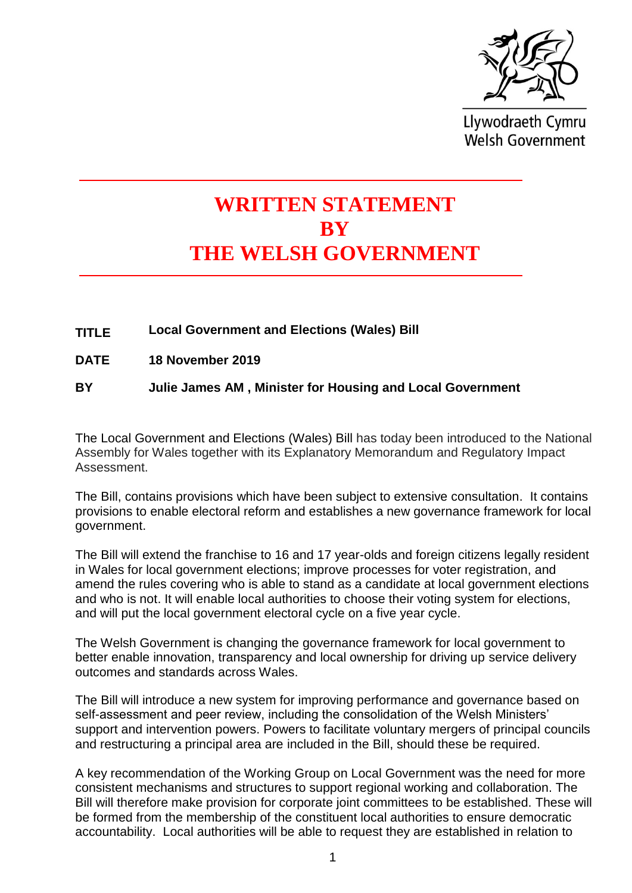Llywodraeth Cymru
Welsh Government

# WRITTEN STATEMENT BY THE WELSH GOVERNMENT

**TITLE** **Local Government and Elections (Wales) Bill**

**DATE** **18 November 2019**

**BY** **Julie James AM , Minister for Housing and Local Government**

The Local Government and Elections (Wales) Bill has today been introduced to the National Assembly for Wales together with its Explanatory Memorandum and Regulatory Impact Assessment.

The Bill, contains provisions which have been subject to extensive consultation. It contains provisions to enable electoral reform and establishes a new governance framework for local government.

The Bill will extend the franchise to 16 and 17 year-olds and foreign citizens legally resident in Wales for local government elections; improve processes for voter registration, and amend the rules covering who is able to stand as a candidate at local government elections and who is not. It will enable local authorities to choose their voting system for elections, and will put the local government electoral cycle on a five year cycle.

The Welsh Government is changing the governance framework for local government to better enable innovation, transparency and local ownership for driving up service delivery outcomes and standards across Wales.

The Bill will introduce a new system for improving performance and governance based on self-assessment and peer review, including the consolidation of the Welsh Ministers' support and intervention powers. Powers to facilitate voluntary mergers of principal councils and restructuring a principal area are included in the Bill, should these be required.

A key recommendation of the Working Group on Local Government was the need for more consistent mechanisms and structures to support regional working and collaboration. The Bill will therefore make provision for corporate joint committees to be established. These will be formed from the membership of the constituent local authorities to ensure democratic accountability. Local authorities will be able to request they are established in relation to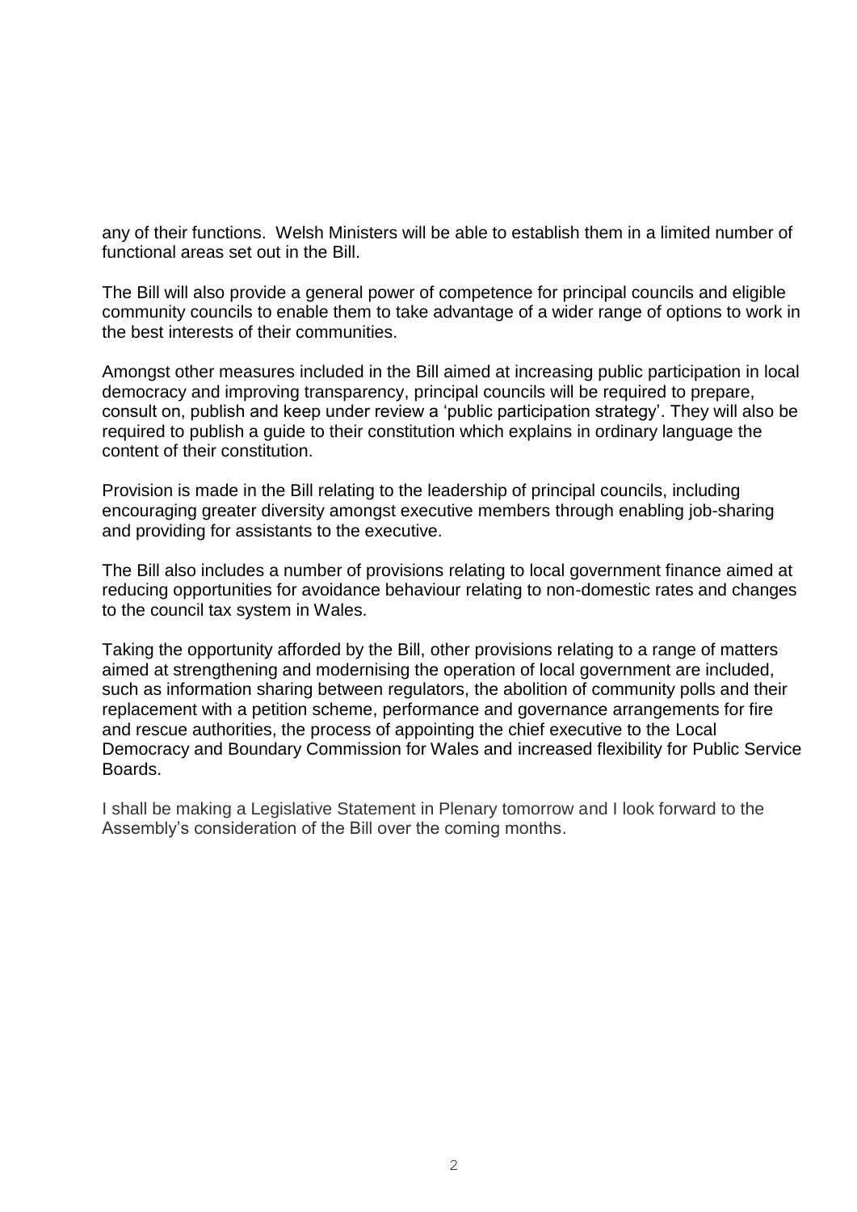any of their functions. Welsh Ministers will be able to establish them in a limited number of functional areas set out in the Bill.

The Bill will also provide a general power of competence for principal councils and eligible community councils to enable them to take advantage of a wider range of options to work in the best interests of their communities.

Amongst other measures included in the Bill aimed at increasing public participation in local democracy and improving transparency, principal councils will be required to prepare, consult on, publish and keep under review a 'public participation strategy'. They will also be required to publish a guide to their constitution which explains in ordinary language the content of their constitution.

Provision is made in the Bill relating to the leadership of principal councils, including encouraging greater diversity amongst executive members through enabling job-sharing and providing for assistants to the executive.

The Bill also includes a number of provisions relating to local government finance aimed at reducing opportunities for avoidance behaviour relating to non-domestic rates and changes to the council tax system in Wales.

Taking the opportunity afforded by the Bill, other provisions relating to a range of matters aimed at strengthening and modernising the operation of local government are included, such as information sharing between regulators, the abolition of community polls and their replacement with a petition scheme, performance and governance arrangements for fire and rescue authorities, the process of appointing the chief executive to the Local Democracy and Boundary Commission for Wales and increased flexibility for Public Service Boards.

I shall be making a Legislative Statement in Plenary tomorrow and I look forward to the Assembly's consideration of the Bill over the coming months.